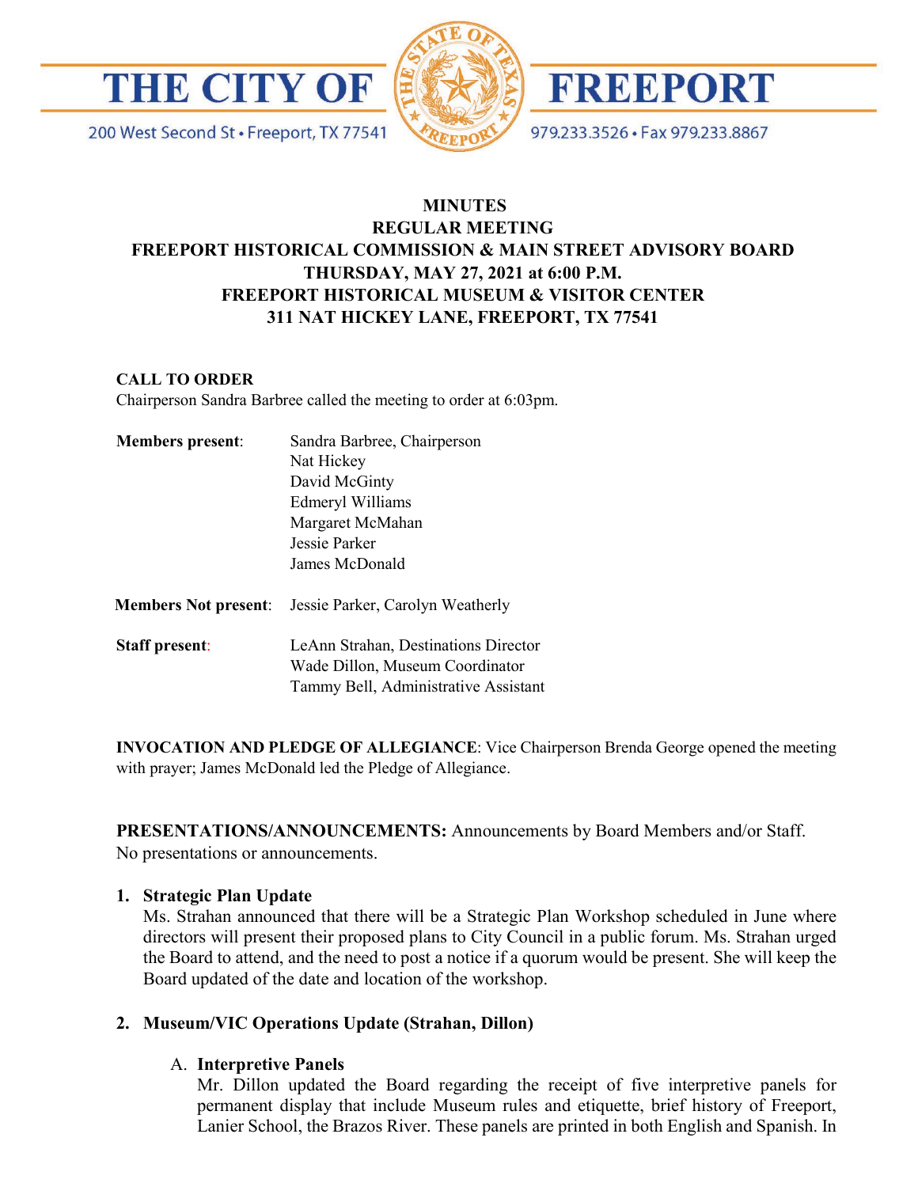THE CITY OF FREEPORT

200 West Second St • Freeport, TX 77541 979.233.3526 • Fax 979.233.8867

# MINUTES
## REGULAR MEETING
## FREEPORT HISTORICAL COMMISSION & MAIN STREET ADVISORY BOARD
## THURSDAY, MAY 27, 2021 at 6:00 P.M.
## FREEPORT HISTORICAL MUSEUM & VISITOR CENTER
## 311 NAT HICKEY LANE, FREEPORT, TX 77541

**CALL TO ORDER**
Chairperson Sandra Barbree called the meeting to order at 6:03pm.

**Members present**: Sandra Barbree, Chairperson
Nat Hickey
David McGinty
Edmeryl Williams
Margaret McMahan
Jessie Parker
James McDonald

**Members Not present**: Jessie Parker, Carolyn Weatherly

**Staff present**: LeAnn Strahan, Destinations Director
Wade Dillon, Museum Coordinator
Tammy Bell, Administrative Assistant

**INVOCATION AND PLEDGE OF ALLEGIANCE**: Vice Chairperson Brenda George opened the meeting with prayer; James McDonald led the Pledge of Allegiance.

**PRESENTATIONS/ANNOUNCEMENTS:** Announcements by Board Members and/or Staff.
No presentations or announcements.

1. **Strategic Plan Update**
   Ms. Strahan announced that there will be a Strategic Plan Workshop scheduled in June where directors will present their proposed plans to City Council in a public forum. Ms. Strahan urged the Board to attend, and the need to post a notice if a quorum would be present. She will keep the Board updated of the date and location of the workshop.

2. **Museum/VIC Operations Update (Strahan, Dillon)**

   A. **Interpretive Panels**
   Mr. Dillon updated the Board regarding the receipt of five interpretive panels for permanent display that include Museum rules and etiquette, brief history of Freeport, Lanier School, the Brazos River. These panels are printed in both English and Spanish. In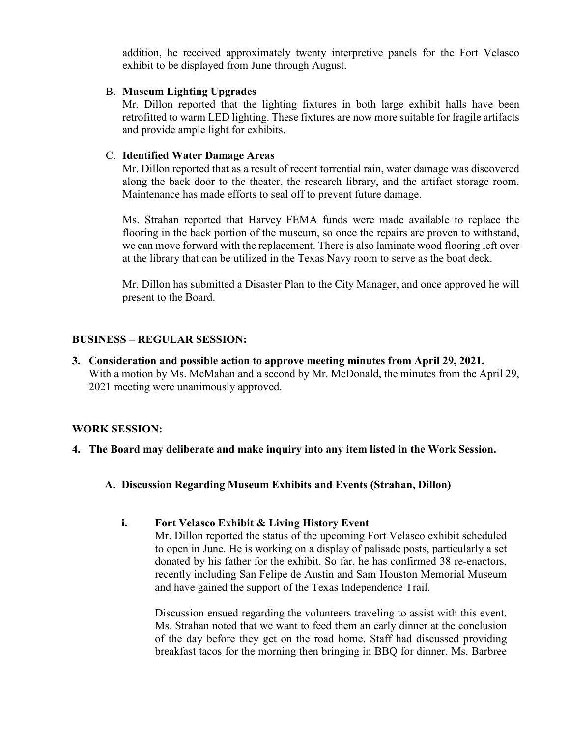addition, he received approximately twenty interpretive panels for the Fort Velasco exhibit to be displayed from June through August.

B. **Museum Lighting Upgrades**
Mr. Dillon reported that the lighting fixtures in both large exhibit halls have been retrofitted to warm LED lighting. These fixtures are now more suitable for fragile artifacts and provide ample light for exhibits.

C. **Identified Water Damage Areas**
Mr. Dillon reported that as a result of recent torrential rain, water damage was discovered along the back door to the theater, the research library, and the artifact storage room. Maintenance has made efforts to seal off to prevent future damage.

Ms. Strahan reported that Harvey FEMA funds were made available to replace the flooring in the back portion of the museum, so once the repairs are proven to withstand, we can move forward with the replacement. There is also laminate wood flooring left over at the library that can be utilized in the Texas Navy room to serve as the boat deck.

Mr. Dillon has submitted a Disaster Plan to the City Manager, and once approved he will present to the Board.

## BUSINESS – REGULAR SESSION:

**3. Consideration and possible action to approve meeting minutes from April 29, 2021.**
With a motion by Ms. McMahan and a second by Mr. McDonald, the minutes from the April 29, 2021 meeting were unanimously approved.

## WORK SESSION:

**4. The Board may deliberate and make inquiry into any item listed in the Work Session.**

**A. Discussion Regarding Museum Exhibits and Events (Strahan, Dillon)**

**i. Fort Velasco Exhibit & Living History Event**
Mr. Dillon reported the status of the upcoming Fort Velasco exhibit scheduled to open in June. He is working on a display of palisade posts, particularly a set donated by his father for the exhibit. So far, he has confirmed 38 re-enactors, recently including San Felipe de Austin and Sam Houston Memorial Museum and have gained the support of the Texas Independence Trail.

Discussion ensued regarding the volunteers traveling to assist with this event. Ms. Strahan noted that we want to feed them an early dinner at the conclusion of the day before they get on the road home. Staff had discussed providing breakfast tacos for the morning then bringing in BBQ for dinner. Ms. Barbree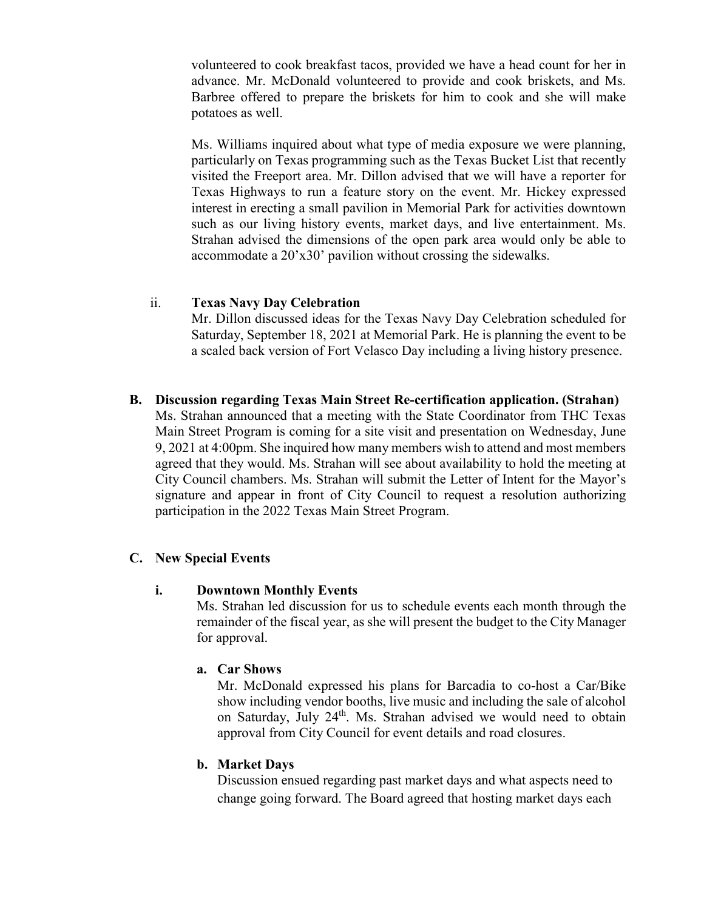volunteered to cook breakfast tacos, provided we have a head count for her in advance. Mr. McDonald volunteered to provide and cook briskets, and Ms. Barbree offered to prepare the briskets for him to cook and she will make potatoes as well.

Ms. Williams inquired about what type of media exposure we were planning, particularly on Texas programming such as the Texas Bucket List that recently visited the Freeport area. Mr. Dillon advised that we will have a reporter for Texas Highways to run a feature story on the event. Mr. Hickey expressed interest in erecting a small pavilion in Memorial Park for activities downtown such as our living history events, market days, and live entertainment. Ms. Strahan advised the dimensions of the open park area would only be able to accommodate a 20'x30' pavilion without crossing the sidewalks.

ii. **Texas Navy Day Celebration**

Mr. Dillon discussed ideas for the Texas Navy Day Celebration scheduled for Saturday, September 18, 2021 at Memorial Park. He is planning the event to be a scaled back version of Fort Velasco Day including a living history presence.

**B. Discussion regarding Texas Main Street Re-certification application. (Strahan)**

Ms. Strahan announced that a meeting with the State Coordinator from THC Texas Main Street Program is coming for a site visit and presentation on Wednesday, June 9, 2021 at 4:00pm. She inquired how many members wish to attend and most members agreed that they would. Ms. Strahan will see about availability to hold the meeting at City Council chambers. Ms. Strahan will submit the Letter of Intent for the Mayor's signature and appear in front of City Council to request a resolution authorizing participation in the 2022 Texas Main Street Program.

**C. New Special Events**

**i. Downtown Monthly Events**

Ms. Strahan led discussion for us to schedule events each month through the remainder of the fiscal year, as she will present the budget to the City Manager for approval.

**a. Car Shows**

Mr. McDonald expressed his plans for Barcadia to co-host a Car/Bike show including vendor booths, live music and including the sale of alcohol on Saturday, July 24th. Ms. Strahan advised we would need to obtain approval from City Council for event details and road closures.

**b. Market Days**

Discussion ensued regarding past market days and what aspects need to change going forward. The Board agreed that hosting market days each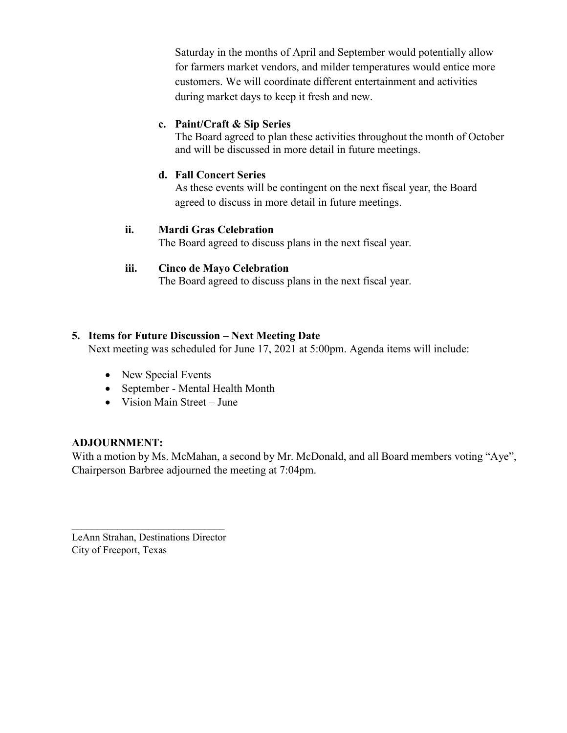Saturday in the months of April and September would potentially allow for farmers market vendors, and milder temperatures would entice more customers. We will coordinate different entertainment and activities during market days to keep it fresh and new.

c. **Paint/Craft & Sip Series**
   The Board agreed to plan these activities throughout the month of October and will be discussed in more detail in future meetings.

d. **Fall Concert Series**
   As these events will be contingent on the next fiscal year, the Board agreed to discuss in more detail in future meetings.

ii. **Mardi Gras Celebration**
   The Board agreed to discuss plans in the next fiscal year.

iii. **Cinco de Mayo Celebration**
   The Board agreed to discuss plans in the next fiscal year.

**5. Items for Future Discussion – Next Meeting Date**

Next meeting was scheduled for June 17, 2021 at 5:00pm. Agenda items will include:

- New Special Events
- September - Mental Health Month
- Vision Main Street – June

**ADJOURNMENT:**

With a motion by Ms. McMahan, a second by Mr. McDonald, and all Board members voting "Aye", Chairperson Barbree adjourned the meeting at 7:04pm.

\_\_\_\_\_\_\_\_\_\_\_\_\_\_\_\_\_\_\_\_\_\_\_\_\_\_\_\_\_\_

LeAnn Strahan, Destinations Director
City of Freeport, Texas